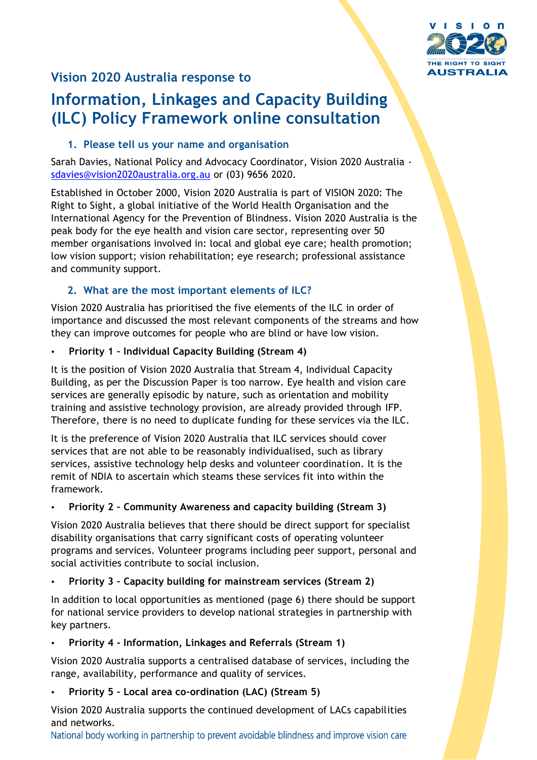## Vision 2020 Australia response to

# Information, Linkages and Capacity Building (ILC) Policy Framework online consultation

### 1. Please tell us your name and organisation

Sarah Davies, National Policy and Advocacy Coordinator, Vision 2020 Australia - sdavies@vision2020australia.org.au or (03) 9656 2020.

Established in October 2000, Vision 2020 Australia is part of VISION 2020: The Right to Sight, a global initiative of the World Health Organisation and the International Agency for the Prevention of Blindness. Vision 2020 Australia is the peak body for the eye health and vision care sector, representing over 50 member organisations involved in: local and global eye care; health promotion; low vision support; vision rehabilitation; eye research; professional assistance and community support.

### 2. What are the most important elements of ILC?

Vision 2020 Australia has prioritised the five elements of the ILC in order of importance and discussed the most relevant components of the streams and how they can improve outcomes for people who are blind or have low vision.

- **Priority 1 – Individual Capacity Building (Stream 4)**

It is the position of Vision 2020 Australia that Stream 4, Individual Capacity Building, as per the Discussion Paper is too narrow. Eye health and vision care services are generally episodic by nature, such as orientation and mobility training and assistive technology provision, are already provided through IFP. Therefore, there is no need to duplicate funding for these services via the ILC.

It is the preference of Vision 2020 Australia that ILC services should cover services that are not able to be reasonably individualised, such as library services, assistive technology help desks and volunteer coordination. It is the remit of NDIA to ascertain which steams these services fit into within the framework.

- **Priority 2 – Community Awareness and capacity building (Stream 3)**

Vision 2020 Australia believes that there should be direct support for specialist disability organisations that carry significant costs of operating volunteer programs and services. Volunteer programs including peer support, personal and social activities contribute to social inclusion.

- **Priority 3 – Capacity building for mainstream services (Stream 2)**

In addition to local opportunities as mentioned (page 6) there should be support for national service providers to develop national strategies in partnership with key partners.

- **Priority 4 - Information, Linkages and Referrals (Stream 1)**

Vision 2020 Australia supports a centralised database of services, including the range, availability, performance and quality of services.

- **Priority 5 – Local area co-ordination (LAC) (Stream 5)**

Vision 2020 Australia supports the continued development of LACs capabilities and networks.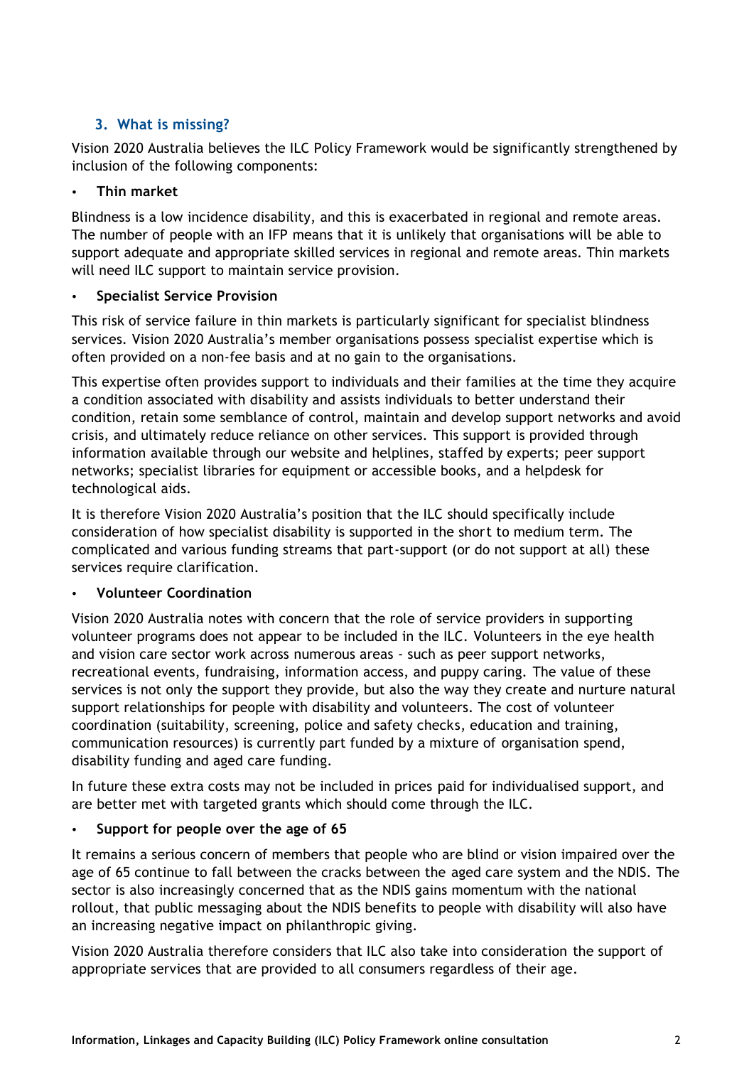## 3. What is missing?

Vision 2020 Australia believes the ILC Policy Framework would be significantly strengthened by inclusion of the following components:

- **Thin market**

Blindness is a low incidence disability, and this is exacerbated in regional and remote areas. The number of people with an IFP means that it is unlikely that organisations will be able to support adequate and appropriate skilled services in regional and remote areas. Thin markets will need ILC support to maintain service provision.

- **Specialist Service Provision**

This risk of service failure in thin markets is particularly significant for specialist blindness services. Vision 2020 Australia's member organisations possess specialist expertise which is often provided on a non-fee basis and at no gain to the organisations.

This expertise often provides support to individuals and their families at the time they acquire a condition associated with disability and assists individuals to better understand their condition, retain some semblance of control, maintain and develop support networks and avoid crisis, and ultimately reduce reliance on other services. This support is provided through information available through our website and helplines, staffed by experts; peer support networks; specialist libraries for equipment or accessible books, and a helpdesk for technological aids.

It is therefore Vision 2020 Australia's position that the ILC should specifically include consideration of how specialist disability is supported in the short to medium term. The complicated and various funding streams that part-support (or do not support at all) these services require clarification.

- **Volunteer Coordination**

Vision 2020 Australia notes with concern that the role of service providers in supporting volunteer programs does not appear to be included in the ILC. Volunteers in the eye health and vision care sector work across numerous areas - such as peer support networks, recreational events, fundraising, information access, and puppy caring. The value of these services is not only the support they provide, but also the way they create and nurture natural support relationships for people with disability and volunteers. The cost of volunteer coordination (suitability, screening, police and safety checks, education and training, communication resources) is currently part funded by a mixture of organisation spend, disability funding and aged care funding.

In future these extra costs may not be included in prices paid for individualised support, and are better met with targeted grants which should come through the ILC.

- **Support for people over the age of 65**

It remains a serious concern of members that people who are blind or vision impaired over the age of 65 continue to fall between the cracks between the aged care system and the NDIS. The sector is also increasingly concerned that as the NDIS gains momentum with the national rollout, that public messaging about the NDIS benefits to people with disability will also have an increasing negative impact on philanthropic giving.

Vision 2020 Australia therefore considers that ILC also take into consideration the support of appropriate services that are provided to all consumers regardless of their age.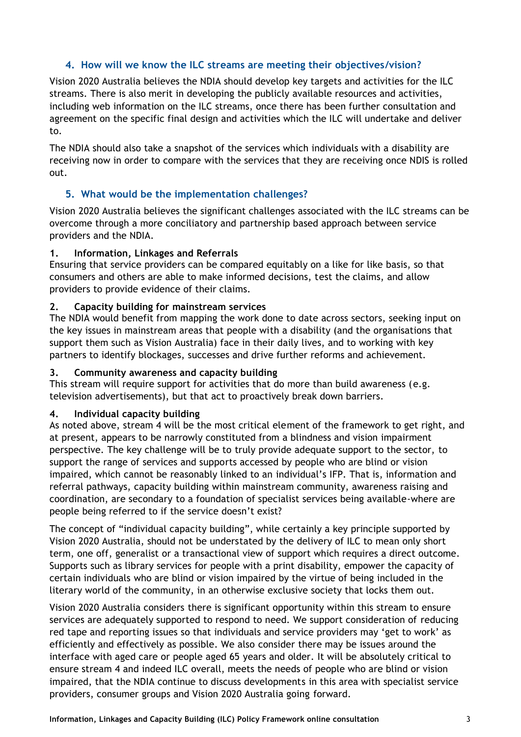## 4. How will we know the ILC streams are meeting their objectives/vision?

Vision 2020 Australia believes the NDIA should develop key targets and activities for the ILC streams. There is also merit in developing the publicly available resources and activities, including web information on the ILC streams, once there has been further consultation and agreement on the specific final design and activities which the ILC will undertake and deliver to.

The NDIA should also take a snapshot of the services which individuals with a disability are receiving now in order to compare with the services that they are receiving once NDIS is rolled out.

## 5. What would be the implementation challenges?

Vision 2020 Australia believes the significant challenges associated with the ILC streams can be overcome through a more conciliatory and partnership based approach between service providers and the NDIA.

**1. Information, Linkages and Referrals**
Ensuring that service providers can be compared equitably on a like for like basis, so that consumers and others are able to make informed decisions, test the claims, and allow providers to provide evidence of their claims.

**2. Capacity building for mainstream services**
The NDIA would benefit from mapping the work done to date across sectors, seeking input on the key issues in mainstream areas that people with a disability (and the organisations that support them such as Vision Australia) face in their daily lives, and to working with key partners to identify blockages, successes and drive further reforms and achievement.

**3. Community awareness and capacity building**
This stream will require support for activities that do more than build awareness (e.g. television advertisements), but that act to proactively break down barriers.

**4. Individual capacity building**
As noted above, stream 4 will be the most critical element of the framework to get right, and at present, appears to be narrowly constituted from a blindness and vision impairment perspective. The key challenge will be to truly provide adequate support to the sector, to support the range of services and supports accessed by people who are blind or vision impaired, which cannot be reasonably linked to an individual's IFP. That is, information and referral pathways, capacity building within mainstream community, awareness raising and coordination, are secondary to a foundation of specialist services being available-where are people being referred to if the service doesn't exist?

The concept of "individual capacity building", while certainly a key principle supported by Vision 2020 Australia, should not be understated by the delivery of ILC to mean only short term, one off, generalist or a transactional view of support which requires a direct outcome. Supports such as library services for people with a print disability, empower the capacity of certain individuals who are blind or vision impaired by the virtue of being included in the literary world of the community, in an otherwise exclusive society that locks them out.

Vision 2020 Australia considers there is significant opportunity within this stream to ensure services are adequately supported to respond to need. We support consideration of reducing red tape and reporting issues so that individuals and service providers may 'get to work' as efficiently and effectively as possible. We also consider there may be issues around the interface with aged care or people aged 65 years and older. It will be absolutely critical to ensure stream 4 and indeed ILC overall, meets the needs of people who are blind or vision impaired, that the NDIA continue to discuss developments in this area with specialist service providers, consumer groups and Vision 2020 Australia going forward.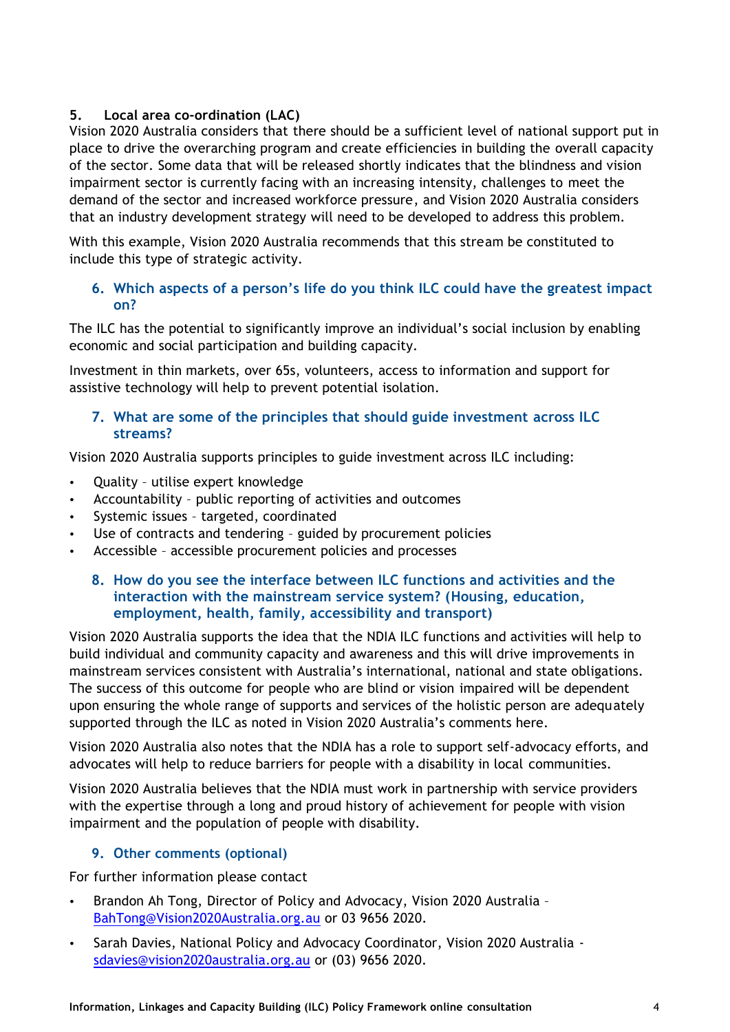## 5. Local area co-ordination (LAC)

Vision 2020 Australia considers that there should be a sufficient level of national support put in place to drive the overarching program and create efficiencies in building the overall capacity of the sector. Some data that will be released shortly indicates that the blindness and vision impairment sector is currently facing with an increasing intensity, challenges to meet the demand of the sector and increased workforce pressure, and Vision 2020 Australia considers that an industry development strategy will need to be developed to address this problem.

With this example, Vision 2020 Australia recommends that this stream be constituted to include this type of strategic activity.

### 6. Which aspects of a person's life do you think ILC could have the greatest impact on?

The ILC has the potential to significantly improve an individual's social inclusion by enabling economic and social participation and building capacity.

Investment in thin markets, over 65s, volunteers, access to information and support for assistive technology will help to prevent potential isolation.

### 7. What are some of the principles that should guide investment across ILC streams?

Vision 2020 Australia supports principles to guide investment across ILC including:

- Quality – utilise expert knowledge
- Accountability – public reporting of activities and outcomes
- Systemic issues – targeted, coordinated
- Use of contracts and tendering – guided by procurement policies
- Accessible – accessible procurement policies and processes

### 8. How do you see the interface between ILC functions and activities and the interaction with the mainstream service system? (Housing, education, employment, health, family, accessibility and transport)

Vision 2020 Australia supports the idea that the NDIA ILC functions and activities will help to build individual and community capacity and awareness and this will drive improvements in mainstream services consistent with Australia's international, national and state obligations. The success of this outcome for people who are blind or vision impaired will be dependent upon ensuring the whole range of supports and services of the holistic person are adequately supported through the ILC as noted in Vision 2020 Australia's comments here.

Vision 2020 Australia also notes that the NDIA has a role to support self-advocacy efforts, and advocates will help to reduce barriers for people with a disability in local communities.

Vision 2020 Australia believes that the NDIA must work in partnership with service providers with the expertise through a long and proud history of achievement for people with vision impairment and the population of people with disability.

### 9. Other comments (optional)

For further information please contact

- Brandon Ah Tong, Director of Policy and Advocacy, Vision 2020 Australia – BahTong@Vision2020Australia.org.au or 03 9656 2020.
- Sarah Davies, National Policy and Advocacy Coordinator, Vision 2020 Australia - sdavies@vision2020australia.org.au or (03) 9656 2020.